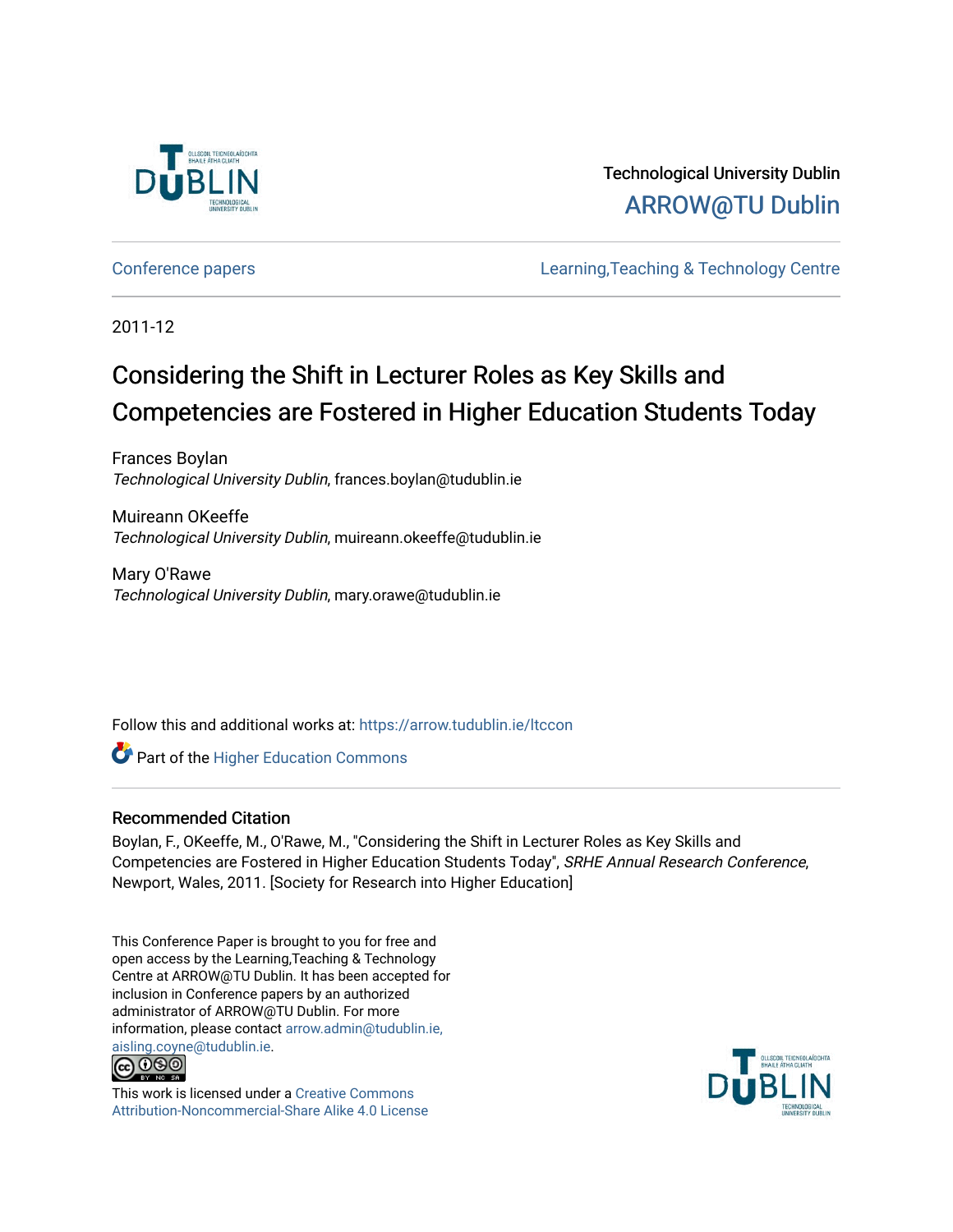Technological University Dublin

ARROW@TU Dublin

Conference papers | Learning,Teaching & Technology Centre

2011-12

# Considering the Shift in Lecturer Roles as Key Skills and Competencies are Fostered in Higher Education Students Today

Frances Boylan
*Technological University Dublin*, frances.boylan@tudublin.ie

Muireann OKeeffe
*Technological University Dublin*, muireann.okeeffe@tudublin.ie

Mary O'Rawe
*Technological University Dublin*, mary.orawe@tudublin.ie

Follow this and additional works at: https://arrow.tudublin.ie/ltccon

Part of the Higher Education Commons

## Recommended Citation

Boylan, F., OKeeffe, M., O'Rawe, M., "Considering the Shift in Lecturer Roles as Key Skills and Competencies are Fostered in Higher Education Students Today", *SRHE Annual Research Conference*, Newport, Wales, 2011. [Society for Research into Higher Education]

This Conference Paper is brought to you for free and open access by the Learning,Teaching & Technology Centre at ARROW@TU Dublin. It has been accepted for inclusion in Conference papers by an authorized administrator of ARROW@TU Dublin. For more information, please contact arrow.admin@tudublin.ie, aisling.coyne@tudublin.ie.

This work is licensed under a Creative Commons Attribution-Noncommercial-Share Alike 4.0 License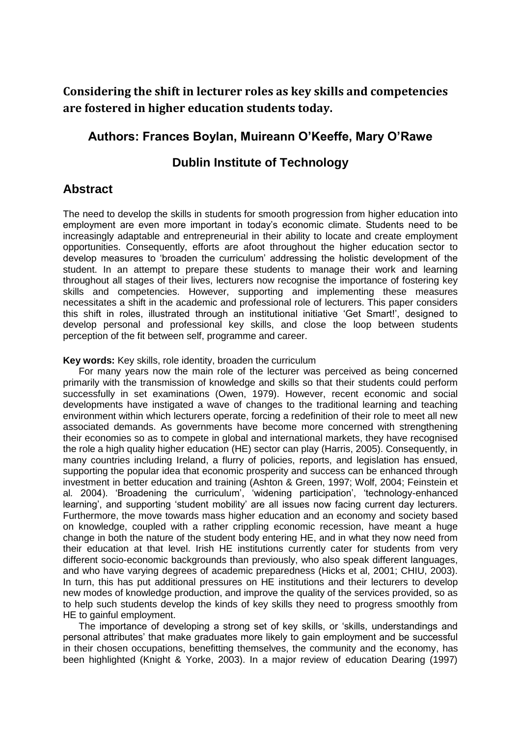## Considering the shift in lecturer roles as key skills and competencies are fostered in higher education students today.

### Authors: Frances Boylan, Muireann O'Keeffe, Mary O'Rawe

### Dublin Institute of Technology

## Abstract

The need to develop the skills in students for smooth progression from higher education into employment are even more important in today's economic climate. Students need to be increasingly adaptable and entrepreneurial in their ability to locate and create employment opportunities. Consequently, efforts are afoot throughout the higher education sector to develop measures to 'broaden the curriculum' addressing the holistic development of the student. In an attempt to prepare these students to manage their work and learning throughout all stages of their lives, lecturers now recognise the importance of fostering key skills and competencies. However, supporting and implementing these measures necessitates a shift in the academic and professional role of lecturers. This paper considers this shift in roles, illustrated through an institutional initiative 'Get Smart!', designed to develop personal and professional key skills, and close the loop between students perception of the fit between self, programme and career.

**Key words:** Key skills, role identity, broaden the curriculum

For many years now the main role of the lecturer was perceived as being concerned primarily with the transmission of knowledge and skills so that their students could perform successfully in set examinations (Owen, 1979). However, recent economic and social developments have instigated a wave of changes to the traditional learning and teaching environment within which lecturers operate, forcing a redefinition of their role to meet all new associated demands. As governments have become more concerned with strengthening their economies so as to compete in global and international markets, they have recognised the role a high quality higher education (HE) sector can play (Harris, 2005). Consequently, in many countries including Ireland, a flurry of policies, reports, and legislation has ensued, supporting the popular idea that economic prosperity and success can be enhanced through investment in better education and training (Ashton & Green, 1997; Wolf, 2004; Feinstein et al*.* 2004). 'Broadening the curriculum', 'widening participation', 'technology-enhanced learning', and supporting 'student mobility' are all issues now facing current day lecturers. Furthermore, the move towards mass higher education and an economy and society based on knowledge, coupled with a rather crippling economic recession, have meant a huge change in both the nature of the student body entering HE, and in what they now need from their education at that level. Irish HE institutions currently cater for students from very different socio-economic backgrounds than previously, who also speak different languages, and who have varying degrees of academic preparedness (Hicks et al, 2001; CHIU, 2003). In turn, this has put additional pressures on HE institutions and their lecturers to develop new modes of knowledge production, and improve the quality of the services provided, so as to help such students develop the kinds of key skills they need to progress smoothly from HE to gainful employment.

The importance of developing a strong set of key skills, or 'skills, understandings and personal attributes' that make graduates more likely to gain employment and be successful in their chosen occupations, benefitting themselves, the community and the economy, has been highlighted (Knight & Yorke, 2003). In a major review of education Dearing (1997)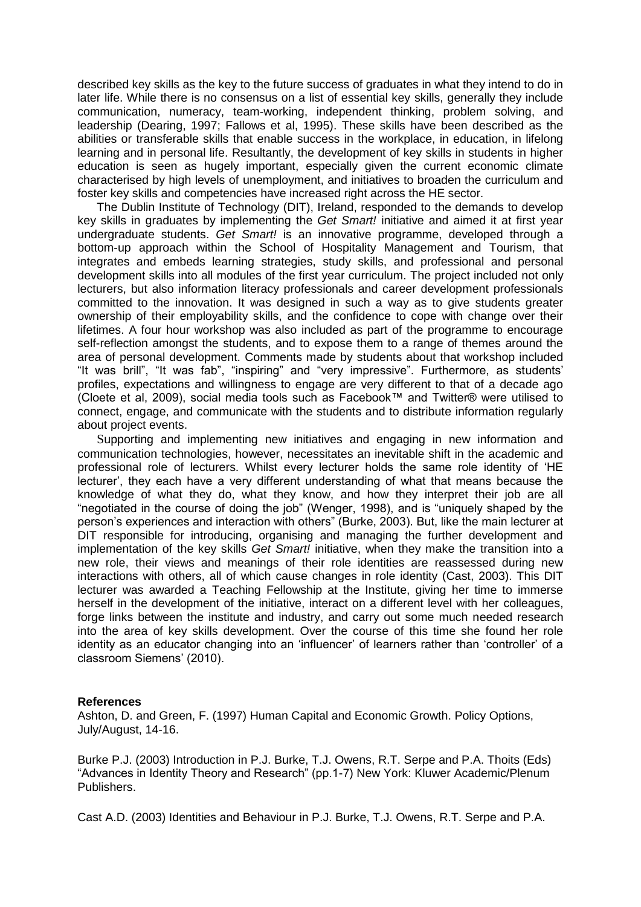described key skills as the key to the future success of graduates in what they intend to do in later life. While there is no consensus on a list of essential key skills, generally they include communication, numeracy, team-working, independent thinking, problem solving, and leadership (Dearing, 1997; Fallows et al, 1995). These skills have been described as the abilities or transferable skills that enable success in the workplace, in education, in lifelong learning and in personal life. Resultantly, the development of key skills in students in higher education is seen as hugely important, especially given the current economic climate characterised by high levels of unemployment, and initiatives to broaden the curriculum and foster key skills and competencies have increased right across the HE sector.

The Dublin Institute of Technology (DIT), Ireland, responded to the demands to develop key skills in graduates by implementing the *Get Smart!* initiative and aimed it at first year undergraduate students. *Get Smart!* is an innovative programme, developed through a bottom-up approach within the School of Hospitality Management and Tourism, that integrates and embeds learning strategies, study skills, and professional and personal development skills into all modules of the first year curriculum. The project included not only lecturers, but also information literacy professionals and career development professionals committed to the innovation. It was designed in such a way as to give students greater ownership of their employability skills, and the confidence to cope with change over their lifetimes. A four hour workshop was also included as part of the programme to encourage self-reflection amongst the students, and to expose them to a range of themes around the area of personal development. Comments made by students about that workshop included "It was brill", "It was fab", "inspiring" and "very impressive". Furthermore, as students' profiles, expectations and willingness to engage are very different to that of a decade ago (Cloete et al, 2009), social media tools such as Facebook™ and Twitter® were utilised to connect, engage, and communicate with the students and to distribute information regularly about project events.

Supporting and implementing new initiatives and engaging in new information and communication technologies, however, necessitates an inevitable shift in the academic and professional role of lecturers. Whilst every lecturer holds the same role identity of 'HE lecturer', they each have a very different understanding of what that means because the knowledge of what they do, what they know, and how they interpret their job are all "negotiated in the course of doing the job" (Wenger, 1998), and is "uniquely shaped by the person's experiences and interaction with others" (Burke, 2003). But, like the main lecturer at DIT responsible for introducing, organising and managing the further development and implementation of the key skills *Get Smart!* initiative, when they make the transition into a new role, their views and meanings of their role identities are reassessed during new interactions with others, all of which cause changes in role identity (Cast, 2003). This DIT lecturer was awarded a Teaching Fellowship at the Institute, giving her time to immerse herself in the development of the initiative, interact on a different level with her colleagues, forge links between the institute and industry, and carry out some much needed research into the area of key skills development. Over the course of this time she found her role identity as an educator changing into an 'influencer' of learners rather than 'controller' of a classroom Siemens' (2010).

**References**

Ashton, D. and Green, F. (1997) Human Capital and Economic Growth. Policy Options, July/August, 14-16.

Burke P.J. (2003) Introduction in P.J. Burke, T.J. Owens, R.T. Serpe and P.A. Thoits (Eds) "Advances in Identity Theory and Research" (pp.1-7) New York: Kluwer Academic/Plenum Publishers.

Cast A.D. (2003) Identities and Behaviour in P.J. Burke, T.J. Owens, R.T. Serpe and P.A.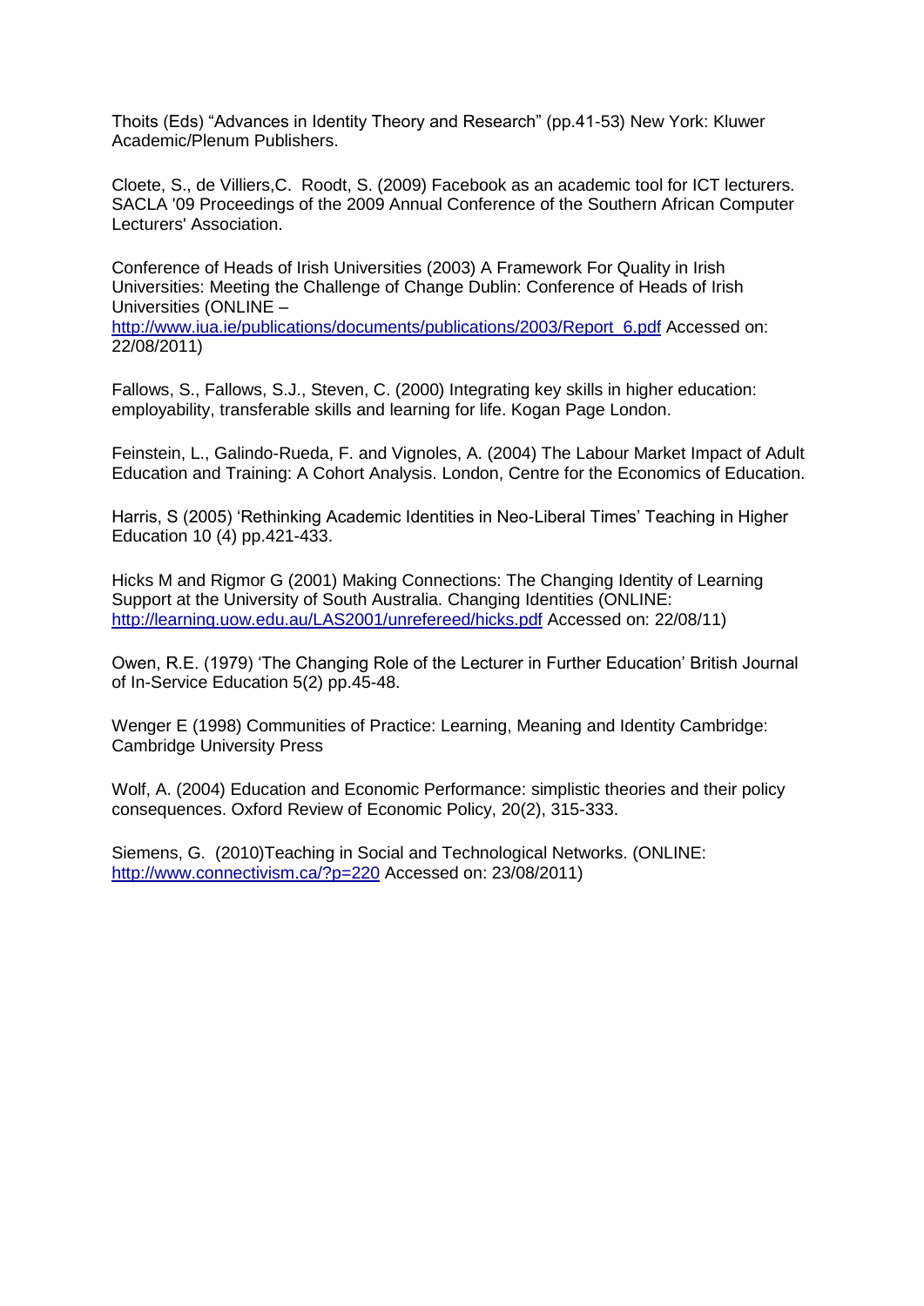Thoits (Eds) "Advances in Identity Theory and Research" (pp.41-53) New York: Kluwer Academic/Plenum Publishers.

Cloete, S., de Villiers,C. Roodt, S. (2009) Facebook as an academic tool for ICT lecturers. SACLA '09 Proceedings of the 2009 Annual Conference of the Southern African Computer Lecturers' Association.

Conference of Heads of Irish Universities (2003) A Framework For Quality in Irish Universities: Meeting the Challenge of Change Dublin: Conference of Heads of Irish Universities (ONLINE – http://www.iua.ie/publications/documents/publications/2003/Report_6.pdf Accessed on: 22/08/2011)

Fallows, S., Fallows, S.J., Steven, C. (2000) Integrating key skills in higher education: employability, transferable skills and learning for life. Kogan Page London.

Feinstein, L., Galindo-Rueda, F. and Vignoles, A. (2004) The Labour Market Impact of Adult Education and Training: A Cohort Analysis. London, Centre for the Economics of Education.

Harris, S (2005) 'Rethinking Academic Identities in Neo-Liberal Times' Teaching in Higher Education 10 (4) pp.421-433.

Hicks M and Rigmor G (2001) Making Connections: The Changing Identity of Learning Support at the University of South Australia. Changing Identities (ONLINE: http://learning.uow.edu.au/LAS2001/unrefereed/hicks.pdf Accessed on: 22/08/11)

Owen, R.E. (1979) 'The Changing Role of the Lecturer in Further Education' British Journal of In-Service Education 5(2) pp.45-48.

Wenger E (1998) Communities of Practice: Learning, Meaning and Identity Cambridge: Cambridge University Press

Wolf, A. (2004) Education and Economic Performance: simplistic theories and their policy consequences. Oxford Review of Economic Policy, 20(2), 315-333.

Siemens, G. (2010)Teaching in Social and Technological Networks. (ONLINE: http://www.connectivism.ca/?p=220 Accessed on: 23/08/2011)